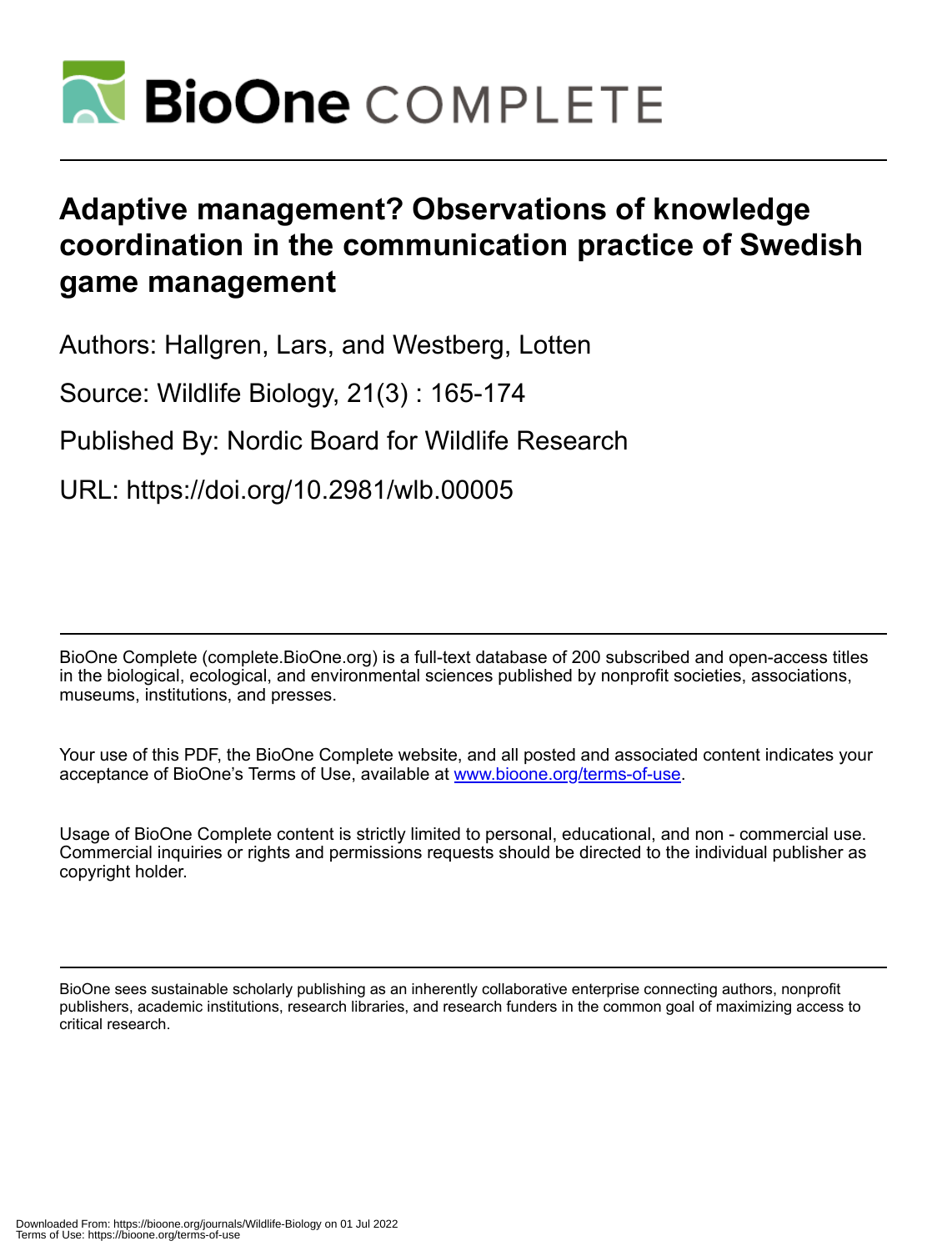# Adaptive management? Observations of knowledge coordination in the communication practice of Swedish game management

Authors: Hallgren, Lars, and Westberg, Lotten

Source: Wildlife Biology, 21(3) : 165-174

Published By: Nordic Board for Wildlife Research

URL: https://doi.org/10.2981/wlb.00005

BioOne Complete (complete.BioOne.org) is a full-text database of 200 subscribed and open-access titles in the biological, ecological, and environmental sciences published by nonprofit societies, associations, museums, institutions, and presses.

Your use of this PDF, the BioOne Complete website, and all posted and associated content indicates your acceptance of BioOne's Terms of Use, available at www.bioone.org/terms-of-use.

Usage of BioOne Complete content is strictly limited to personal, educational, and non - commercial use. Commercial inquiries or rights and permissions requests should be directed to the individual publisher as copyright holder.

BioOne sees sustainable scholarly publishing as an inherently collaborative enterprise connecting authors, nonprofit publishers, academic institutions, research libraries, and research funders in the common goal of maximizing access to critical research.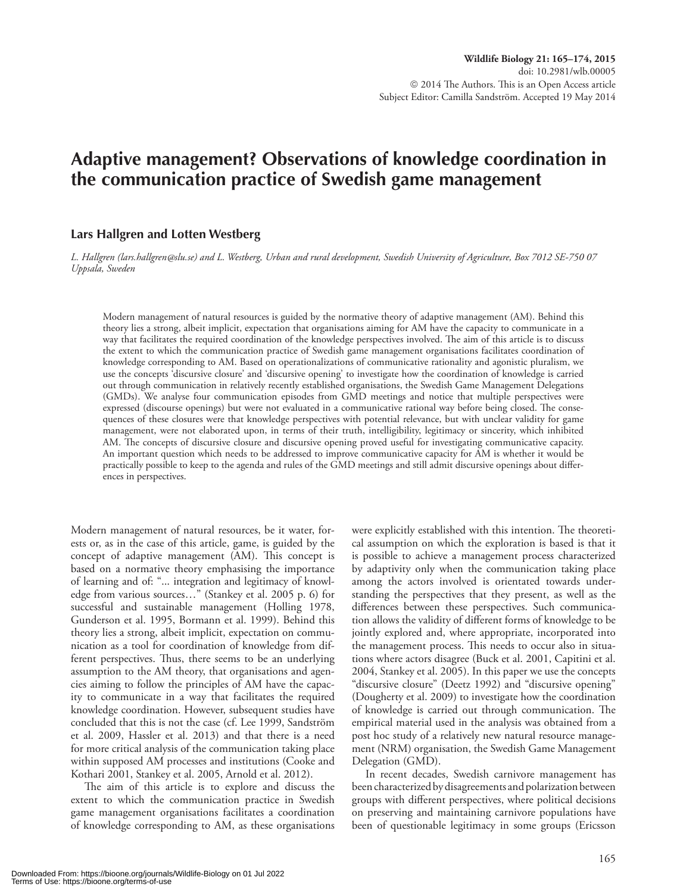# Adaptive management? Observations of knowledge coordination in the communication practice of Swedish game management

**Lars Hallgren and Lotten Westberg**

*L. Hallgren (lars.hallgren@slu.se) and L. Westberg, Urban and rural development, Swedish University of Agriculture, Box 7012 SE-750 07 Uppsala, Sweden*

Modern management of natural resources is guided by the normative theory of adaptive management (AM). Behind this theory lies a strong, albeit implicit, expectation that organisations aiming for AM have the capacity to communicate in a way that facilitates the required coordination of the knowledge perspectives involved. The aim of this article is to discuss the extent to which the communication practice of Swedish game management organisations facilitates coordination of knowledge corresponding to AM. Based on operationalizations of communicative rationality and agonistic pluralism, we use the concepts 'discursive closure' and 'discursive opening' to investigate how the coordination of knowledge is carried out through communication in relatively recently established organisations, the Swedish Game Management Delegations (GMDs). We analyse four communication episodes from GMD meetings and notice that multiple perspectives were expressed (discourse openings) but were not evaluated in a communicative rational way before being closed. The consequences of these closures were that knowledge perspectives with potential relevance, but with unclear validity for game management, were not elaborated upon, in terms of their truth, intelligibility, legitimacy or sincerity, which inhibited AM. The concepts of discursive closure and discursive opening proved useful for investigating communicative capacity. An important question which needs to be addressed to improve communicative capacity for AM is whether it would be practically possible to keep to the agenda and rules of the GMD meetings and still admit discursive openings about differences in perspectives.

Modern management of natural resources, be it water, forests or, as in the case of this article, game, is guided by the concept of adaptive management (AM). This concept is based on a normative theory emphasising the importance of learning and of: "... integration and legitimacy of knowledge from various sources…" (Stankey et al. 2005 p. 6) for successful and sustainable management (Holling 1978, Gunderson et al. 1995, Bormann et al. 1999). Behind this theory lies a strong, albeit implicit, expectation on communication as a tool for coordination of knowledge from different perspectives. Thus, there seems to be an underlying assumption to the AM theory, that organisations and agencies aiming to follow the principles of AM have the capacity to communicate in a way that facilitates the required knowledge coordination. However, subsequent studies have concluded that this is not the case (cf. Lee 1999, Sandström et al. 2009, Hassler et al. 2013) and that there is a need for more critical analysis of the communication taking place within supposed AM processes and institutions (Cooke and Kothari 2001, Stankey et al. 2005, Arnold et al. 2012).

The aim of this article is to explore and discuss the extent to which the communication practice in Swedish game management organisations facilitates a coordination of knowledge corresponding to AM, as these organisations were explicitly established with this intention. The theoretical assumption on which the exploration is based is that it is possible to achieve a management process characterized by adaptivity only when the communication taking place among the actors involved is orientated towards understanding the perspectives that they present, as well as the differences between these perspectives. Such communication allows the validity of different forms of knowledge to be jointly explored and, where appropriate, incorporated into the management process. This needs to occur also in situations where actors disagree (Buck et al. 2001, Capitini et al. 2004, Stankey et al. 2005). In this paper we use the concepts "discursive closure" (Deetz 1992) and "discursive opening" (Dougherty et al. 2009) to investigate how the coordination of knowledge is carried out through communication. The empirical material used in the analysis was obtained from a post hoc study of a relatively new natural resource management (NRM) organisation, the Swedish Game Management Delegation (GMD).

In recent decades, Swedish carnivore management has been characterized by disagreements and polarization between groups with different perspectives, where political decisions on preserving and maintaining carnivore populations have been of questionable legitimacy in some groups (Ericsson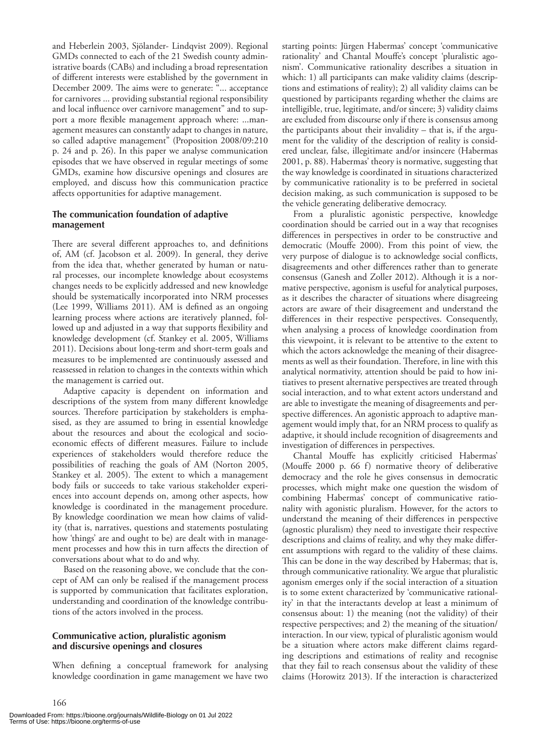and Heberlein 2003, Sjölander- Lindqvist 2009). Regional GMDs connected to each of the 21 Swedish county administrative boards (CABs) and including a broad representation of different interests were established by the government in December 2009. The aims were to generate: "... acceptance for carnivores ... providing substantial regional responsibility and local influence over carnivore management" and to support a more flexible management approach where: ...management measures can constantly adapt to changes in nature, so called adaptive management" (Proposition 2008/09:210 p. 24 and p. 26). In this paper we analyse communication episodes that we have observed in regular meetings of some GMDs, examine how discursive openings and closures are employed, and discuss how this communication practice affects opportunities for adaptive management.

## The communication foundation of adaptive management

There are several different approaches to, and definitions of, AM (cf. Jacobson et al. 2009). In general, they derive from the idea that, whether generated by human or natural processes, our incomplete knowledge about ecosystems changes needs to be explicitly addressed and new knowledge should be systematically incorporated into NRM processes (Lee 1999, Williams 2011). AM is defined as an ongoing learning process where actions are iteratively planned, followed up and adjusted in a way that supports flexibility and knowledge development (cf. Stankey et al. 2005, Williams 2011). Decisions about long-term and short-term goals and measures to be implemented are continuously assessed and reassessed in relation to changes in the contexts within which the management is carried out.

Adaptive capacity is dependent on information and descriptions of the system from many different knowledge sources. Therefore participation by stakeholders is emphasised, as they are assumed to bring in essential knowledge about the resources and about the ecological and socioeconomic effects of different measures. Failure to include experiences of stakeholders would therefore reduce the possibilities of reaching the goals of AM (Norton 2005, Stankey et al. 2005). The extent to which a management body fails or succeeds to take various stakeholder experiences into account depends on, among other aspects, how knowledge is coordinated in the management procedure. By knowledge coordination we mean how claims of validity (that is, narratives, questions and statements postulating how 'things' are and ought to be) are dealt with in management processes and how this in turn affects the direction of conversations about what to do and why.

Based on the reasoning above, we conclude that the concept of AM can only be realised if the management process is supported by communication that facilitates exploration, understanding and coordination of the knowledge contributions of the actors involved in the process.

## Communicative action, pluralistic agonism and discursive openings and closures

When defining a conceptual framework for analysing knowledge coordination in game management we have two starting points: Jürgen Habermas' concept 'communicative rationality' and Chantal Mouffe's concept 'pluralistic agonism'. Communicative rationality describes a situation in which: 1) all participants can make validity claims (descriptions and estimations of reality); 2) all validity claims can be questioned by participants regarding whether the claims are intelligible, true, legitimate, and/or sincere; 3) validity claims are excluded from discourse only if there is consensus among the participants about their invalidity – that is, if the argument for the validity of the description of reality is considered unclear, false, illegitimate and/or insincere (Habermas 2001, p. 88). Habermas' theory is normative, suggesting that the way knowledge is coordinated in situations characterized by communicative rationality is to be preferred in societal decision making, as such communication is supposed to be the vehicle generating deliberative democracy.

From a pluralistic agonistic perspective, knowledge coordination should be carried out in a way that recognises differences in perspectives in order to be constructive and democratic (Mouffe 2000). From this point of view, the very purpose of dialogue is to acknowledge social conflicts, disagreements and other differences rather than to generate consensus (Ganesh and Zoller 2012). Although it is a normative perspective, agonism is useful for analytical purposes, as it describes the character of situations where disagreeing actors are aware of their disagreement and understand the differences in their respective perspectives. Consequently, when analysing a process of knowledge coordination from this viewpoint, it is relevant to be attentive to the extent to which the actors acknowledge the meaning of their disagreements as well as their foundation. Therefore, in line with this analytical normativity, attention should be paid to how initiatives to present alternative perspectives are treated through social interaction, and to what extent actors understand and are able to investigate the meaning of disagreements and perspective differences. An agonistic approach to adaptive management would imply that, for an NRM process to qualify as adaptive, it should include recognition of disagreements and investigation of differences in perspectives.

Chantal Mouffe has explicitly criticised Habermas' (Mouffe 2000 p. 66 f) normative theory of deliberative democracy and the role he gives consensus in democratic processes, which might make one question the wisdom of combining Habermas' concept of communicative rationality with agonistic pluralism. However, for the actors to understand the meaning of their differences in perspective (agnostic pluralism) they need to investigate their respective descriptions and claims of reality, and why they make different assumptions with regard to the validity of these claims. This can be done in the way described by Habermas; that is, through communicative rationality. We argue that pluralistic agonism emerges only if the social interaction of a situation is to some extent characterized by 'communicative rationality' in that the interactants develop at least a minimum of consensus about: 1) the meaning (not the validity) of their respective perspectives; and 2) the meaning of the situation/interaction. In our view, typical of pluralistic agonism would be a situation where actors make different claims regarding descriptions and estimations of reality and recognise that they fail to reach consensus about the validity of these claims (Horowitz 2013). If the interaction is characterized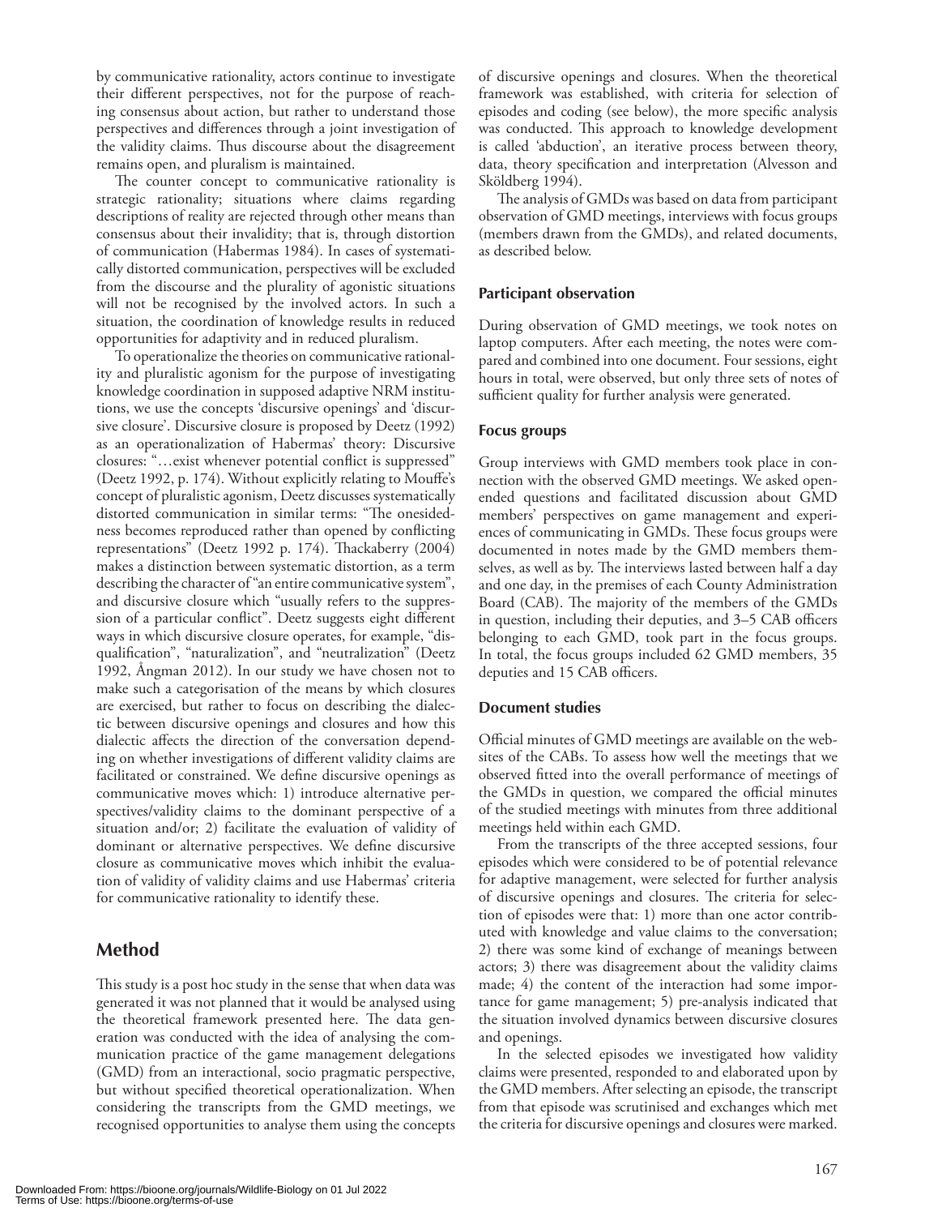by communicative rationality, actors continue to investigate their different perspectives, not for the purpose of reaching consensus about action, but rather to understand those perspectives and differences through a joint investigation of the validity claims. Thus discourse about the disagreement remains open, and pluralism is maintained.

The counter concept to communicative rationality is strategic rationality; situations where claims regarding descriptions of reality are rejected through other means than consensus about their invalidity; that is, through distortion of communication (Habermas 1984). In cases of systematically distorted communication, perspectives will be excluded from the discourse and the plurality of agonistic situations will not be recognised by the involved actors. In such a situation, the coordination of knowledge results in reduced opportunities for adaptivity and in reduced pluralism.

To operationalize the theories on communicative rationality and pluralistic agonism for the purpose of investigating knowledge coordination in supposed adaptive NRM institutions, we use the concepts 'discursive openings' and 'discursive closure'. Discursive closure is proposed by Deetz (1992) as an operationalization of Habermas' theory: Discursive closures: "…exist whenever potential conflict is suppressed" (Deetz 1992, p. 174). Without explicitly relating to Mouffe's concept of pluralistic agonism, Deetz discusses systematically distorted communication in similar terms: "The onesidedness becomes reproduced rather than opened by conflicting representations" (Deetz 1992 p. 174). Thackaberry (2004) makes a distinction between systematic distortion, as a term describing the character of "an entire communicative system", and discursive closure which "usually refers to the suppression of a particular conflict". Deetz suggests eight different ways in which discursive closure operates, for example, "disqualification", "naturalization", and "neutralization" (Deetz 1992, Ångman 2012). In our study we have chosen not to make such a categorisation of the means by which closures are exercised, but rather to focus on describing the dialectic between discursive openings and closures and how this dialectic affects the direction of the conversation depending on whether investigations of different validity claims are facilitated or constrained. We define discursive openings as communicative moves which: 1) introduce alternative perspectives/validity claims to the dominant perspective of a situation and/or; 2) facilitate the evaluation of validity of dominant or alternative perspectives. We define discursive closure as communicative moves which inhibit the evaluation of validity of validity claims and use Habermas' criteria for communicative rationality to identify these.

## Method

This study is a post hoc study in the sense that when data was generated it was not planned that it would be analysed using the theoretical framework presented here. The data generation was conducted with the idea of analysing the communication practice of the game management delegations (GMD) from an interactional, socio pragmatic perspective, but without specified theoretical operationalization. When considering the transcripts from the GMD meetings, we recognised opportunities to analyse them using the concepts of discursive openings and closures. When the theoretical framework was established, with criteria for selection of episodes and coding (see below), the more specific analysis was conducted. This approach to knowledge development is called 'abduction', an iterative process between theory, data, theory specification and interpretation (Alvesson and Sköldberg 1994).

The analysis of GMDs was based on data from participant observation of GMD meetings, interviews with focus groups (members drawn from the GMDs), and related documents, as described below.

### Participant observation

During observation of GMD meetings, we took notes on laptop computers. After each meeting, the notes were compared and combined into one document. Four sessions, eight hours in total, were observed, but only three sets of notes of sufficient quality for further analysis were generated.

### Focus groups

Group interviews with GMD members took place in connection with the observed GMD meetings. We asked open-ended questions and facilitated discussion about GMD members' perspectives on game management and experiences of communicating in GMDs. These focus groups were documented in notes made by the GMD members themselves, as well as by. The interviews lasted between half a day and one day, in the premises of each County Administration Board (CAB). The majority of the members of the GMDs in question, including their deputies, and 3–5 CAB officers belonging to each GMD, took part in the focus groups. In total, the focus groups included 62 GMD members, 35 deputies and 15 CAB officers.

### Document studies

Official minutes of GMD meetings are available on the websites of the CABs. To assess how well the meetings that we observed fitted into the overall performance of meetings of the GMDs in question, we compared the official minutes of the studied meetings with minutes from three additional meetings held within each GMD.

From the transcripts of the three accepted sessions, four episodes which were considered to be of potential relevance for adaptive management, were selected for further analysis of discursive openings and closures. The criteria for selection of episodes were that: 1) more than one actor contributed with knowledge and value claims to the conversation; 2) there was some kind of exchange of meanings between actors; 3) there was disagreement about the validity claims made; 4) the content of the interaction had some importance for game management; 5) pre-analysis indicated that the situation involved dynamics between discursive closures and openings.

In the selected episodes we investigated how validity claims were presented, responded to and elaborated upon by the GMD members. After selecting an episode, the transcript from that episode was scrutinised and exchanges which met the criteria for discursive openings and closures were marked.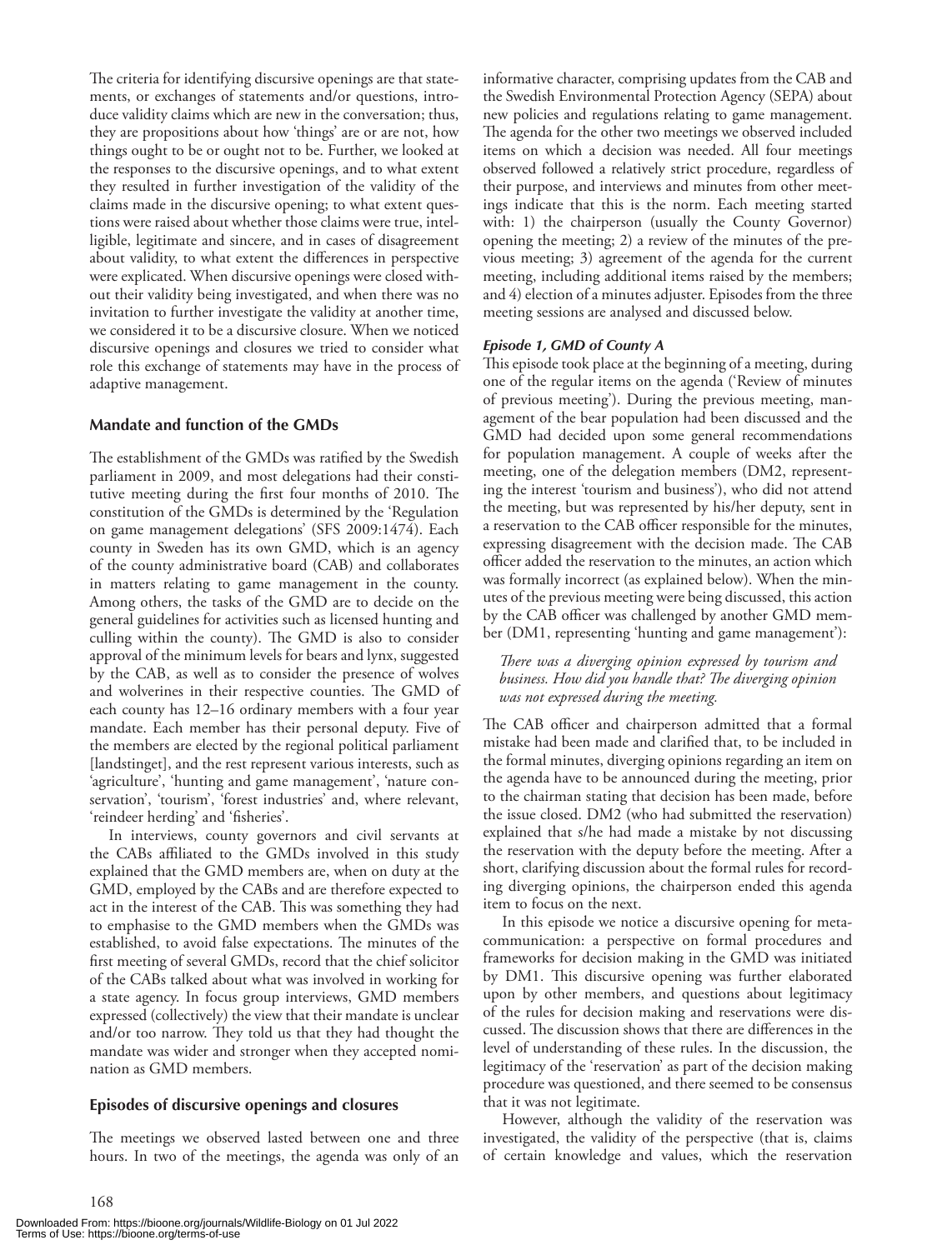The criteria for identifying discursive openings are that statements, or exchanges of statements and/or questions, introduce validity claims which are new in the conversation; thus, they are propositions about how 'things' are or are not, how things ought to be or ought not to be. Further, we looked at the responses to the discursive openings, and to what extent they resulted in further investigation of the validity of the claims made in the discursive opening; to what extent questions were raised about whether those claims were true, intelligible, legitimate and sincere, and in cases of disagreement about validity, to what extent the differences in perspective were explicated. When discursive openings were closed without their validity being investigated, and when there was no invitation to further investigate the validity at another time, we considered it to be a discursive closure. When we noticed discursive openings and closures we tried to consider what role this exchange of statements may have in the process of adaptive management.

## Mandate and function of the GMDs

The establishment of the GMDs was ratified by the Swedish parliament in 2009, and most delegations had their constitutive meeting during the first four months of 2010. The constitution of the GMDs is determined by the 'Regulation on game management delegations' (SFS 2009:1474). Each county in Sweden has its own GMD, which is an agency of the county administrative board (CAB) and collaborates in matters relating to game management in the county. Among others, the tasks of the GMD are to decide on the general guidelines for activities such as licensed hunting and culling within the county). The GMD is also to consider approval of the minimum levels for bears and lynx, suggested by the CAB, as well as to consider the presence of wolves and wolverines in their respective counties. The GMD of each county has 12–16 ordinary members with a four year mandate. Each member has their personal deputy. Five of the members are elected by the regional political parliament [landstinget], and the rest represent various interests, such as 'agriculture', 'hunting and game management', 'nature conservation', 'tourism', 'forest industries' and, where relevant, 'reindeer herding' and 'fisheries'.

In interviews, county governors and civil servants at the CABs affiliated to the GMDs involved in this study explained that the GMD members are, when on duty at the GMD, employed by the CABs and are therefore expected to act in the interest of the CAB. This was something they had to emphasise to the GMD members when the GMDs was established, to avoid false expectations. The minutes of the first meeting of several GMDs, record that the chief solicitor of the CABs talked about what was involved in working for a state agency. In focus group interviews, GMD members expressed (collectively) the view that their mandate is unclear and/or too narrow. They told us that they had thought the mandate was wider and stronger when they accepted nomination as GMD members.

## Episodes of discursive openings and closures

The meetings we observed lasted between one and three hours. In two of the meetings, the agenda was only of an informative character, comprising updates from the CAB and the Swedish Environmental Protection Agency (SEPA) about new policies and regulations relating to game management. The agenda for the other two meetings we observed included items on which a decision was needed. All four meetings observed followed a relatively strict procedure, regardless of their purpose, and interviews and minutes from other meetings indicate that this is the norm. Each meeting started with: 1) the chairperson (usually the County Governor) opening the meeting; 2) a review of the minutes of the previous meeting; 3) agreement of the agenda for the current meeting, including additional items raised by the members; and 4) election of a minutes adjuster. Episodes from the three meeting sessions are analysed and discussed below.

### *Episode 1, GMD of County A*

This episode took place at the beginning of a meeting, during one of the regular items on the agenda ('Review of minutes of previous meeting'). During the previous meeting, management of the bear population had been discussed and the GMD had decided upon some general recommendations for population management. A couple of weeks after the meeting, one of the delegation members (DM2, representing the interest 'tourism and business'), who did not attend the meeting, but was represented by his/her deputy, sent in a reservation to the CAB officer responsible for the minutes, expressing disagreement with the decision made. The CAB officer added the reservation to the minutes, an action which was formally incorrect (as explained below). When the minutes of the previous meeting were being discussed, this action by the CAB officer was challenged by another GMD member (DM1, representing 'hunting and game management'):

> *There was a diverging opinion expressed by tourism and business. How did you handle that? The diverging opinion was not expressed during the meeting.*

The CAB officer and chairperson admitted that a formal mistake had been made and clarified that, to be included in the formal minutes, diverging opinions regarding an item on the agenda have to be announced during the meeting, prior to the chairman stating that decision has been made, before the issue closed. DM2 (who had submitted the reservation) explained that s/he had made a mistake by not discussing the reservation with the deputy before the meeting. After a short, clarifying discussion about the formal rules for recording diverging opinions, the chairperson ended this agenda item to focus on the next.

In this episode we notice a discursive opening for metacommunication: a perspective on formal procedures and frameworks for decision making in the GMD was initiated by DM1. This discursive opening was further elaborated upon by other members, and questions about legitimacy of the rules for decision making and reservations were discussed. The discussion shows that there are differences in the level of understanding of these rules. In the discussion, the legitimacy of the 'reservation' as part of the decision making procedure was questioned, and there seemed to be consensus that it was not legitimate.

However, although the validity of the reservation was investigated, the validity of the perspective (that is, claims of certain knowledge and values, which the reservation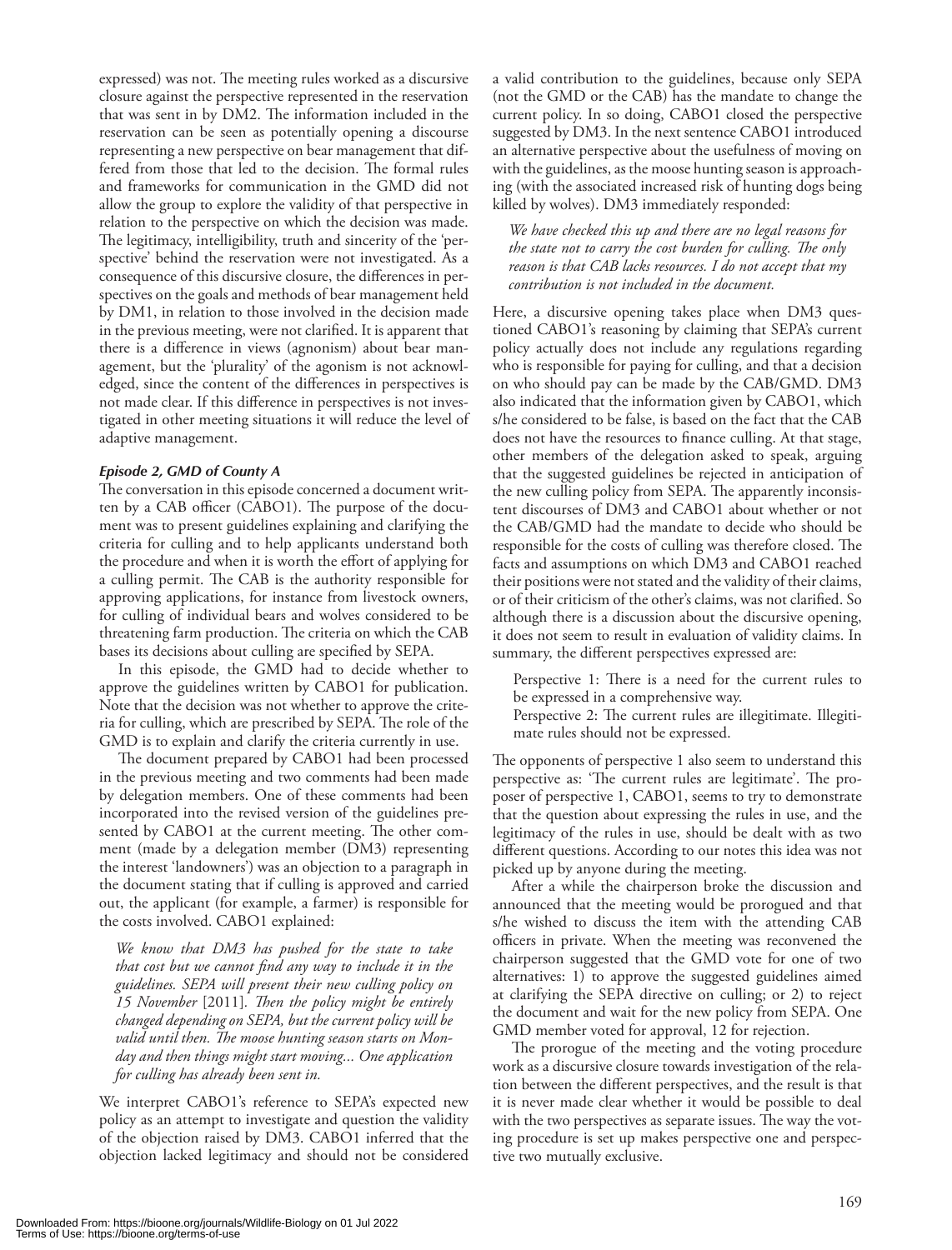expressed) was not. The meeting rules worked as a discursive closure against the perspective represented in the reservation that was sent in by DM2. The information included in the reservation can be seen as potentially opening a discourse representing a new perspective on bear management that differed from those that led to the decision. The formal rules and frameworks for communication in the GMD did not allow the group to explore the validity of that perspective in relation to the perspective on which the decision was made. The legitimacy, intelligibility, truth and sincerity of the 'perspective' behind the reservation were not investigated. As a consequence of this discursive closure, the differences in perspectives on the goals and methods of bear management held by DM1, in relation to those involved in the decision made in the previous meeting, were not clarified. It is apparent that there is a difference in views (agnonism) about bear management, but the 'plurality' of the agonism is not acknowledged, since the content of the differences in perspectives is not made clear. If this difference in perspectives is not investigated in other meeting situations it will reduce the level of adaptive management.

### *Episode 2, GMD of County A*

The conversation in this episode concerned a document written by a CAB officer (CABO1). The purpose of the document was to present guidelines explaining and clarifying the criteria for culling and to help applicants understand both the procedure and when it is worth the effort of applying for a culling permit. The CAB is the authority responsible for approving applications, for instance from livestock owners, for culling of individual bears and wolves considered to be threatening farm production. The criteria on which the CAB bases its decisions about culling are specified by SEPA.

In this episode, the GMD had to decide whether to approve the guidelines written by CABO1 for publication. Note that the decision was not whether to approve the criteria for culling, which are prescribed by SEPA. The role of the GMD is to explain and clarify the criteria currently in use.

The document prepared by CABO1 had been processed in the previous meeting and two comments had been made by delegation members. One of these comments had been incorporated into the revised version of the guidelines presented by CABO1 at the current meeting. The other comment (made by a delegation member (DM3) representing the interest 'landowners') was an objection to a paragraph in the document stating that if culling is approved and carried out, the applicant (for example, a farmer) is responsible for the costs involved. CABO1 explained:

> *We know that DM3 has pushed for the state to take that cost but we cannot find any way to include it in the guidelines. SEPA will present their new culling policy on 15 November* [2011]*. Then the policy might be entirely changed depending on SEPA, but the current policy will be valid until then. The moose hunting season starts on Monday and then things might start moving... One application for culling has already been sent in.*

We interpret CABO1's reference to SEPA's expected new policy as an attempt to investigate and question the validity of the objection raised by DM3. CABO1 inferred that the objection lacked legitimacy and should not be considered a valid contribution to the guidelines, because only SEPA (not the GMD or the CAB) has the mandate to change the current policy. In so doing, CABO1 closed the perspective suggested by DM3. In the next sentence CABO1 introduced an alternative perspective about the usefulness of moving on with the guidelines, as the moose hunting season is approaching (with the associated increased risk of hunting dogs being killed by wolves). DM3 immediately responded:

> *We have checked this up and there are no legal reasons for the state not to carry the cost burden for culling. The only reason is that CAB lacks resources. I do not accept that my contribution is not included in the document.*

Here, a discursive opening takes place when DM3 questioned CABO1's reasoning by claiming that SEPA's current policy actually does not include any regulations regarding who is responsible for paying for culling, and that a decision on who should pay can be made by the CAB/GMD. DM3 also indicated that the information given by CABO1, which s/he considered to be false, is based on the fact that the CAB does not have the resources to finance culling. At that stage, other members of the delegation asked to speak, arguing that the suggested guidelines be rejected in anticipation of the new culling policy from SEPA. The apparently inconsistent discourses of DM3 and CABO1 about whether or not the CAB/GMD had the mandate to decide who should be responsible for the costs of culling was therefore closed. The facts and assumptions on which DM3 and CABO1 reached their positions were not stated and the validity of their claims, or of their criticism of the other's claims, was not clarified. So although there is a discussion about the discursive opening, it does not seem to result in evaluation of validity claims. In summary, the different perspectives expressed are:

> Perspective 1: There is a need for the current rules to be expressed in a comprehensive way.
>
> Perspective 2: The current rules are illegitimate. Illegitimate rules should not be expressed.

The opponents of perspective 1 also seem to understand this perspective as: 'The current rules are legitimate'. The proposer of perspective 1, CABO1, seems to try to demonstrate that the question about expressing the rules in use, and the legitimacy of the rules in use, should be dealt with as two different questions. According to our notes this idea was not picked up by anyone during the meeting.

After a while the chairperson broke the discussion and announced that the meeting would be prorogued and that s/he wished to discuss the item with the attending CAB officers in private. When the meeting was reconvened the chairperson suggested that the GMD vote for one of two alternatives: 1) to approve the suggested guidelines aimed at clarifying the SEPA directive on culling; or 2) to reject the document and wait for the new policy from SEPA. One GMD member voted for approval, 12 for rejection.

The prorogue of the meeting and the voting procedure work as a discursive closure towards investigation of the relation between the different perspectives, and the result is that it is never made clear whether it would be possible to deal with the two perspectives as separate issues. The way the voting procedure is set up makes perspective one and perspective two mutually exclusive.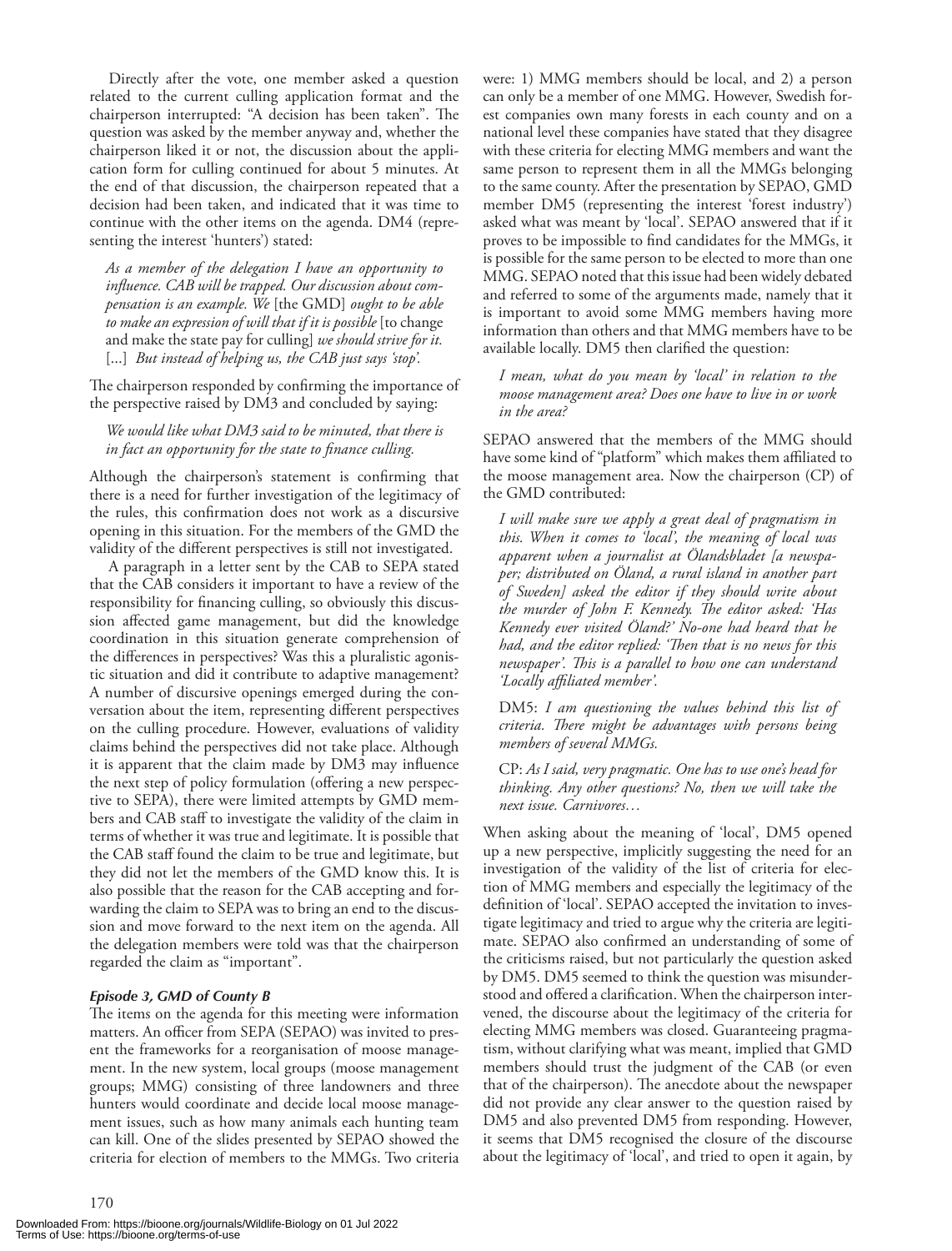Directly after the vote, one member asked a question related to the current culling application format and the chairperson interrupted: "A decision has been taken". The question was asked by the member anyway and, whether the chairperson liked it or not, the discussion about the application form for culling continued for about 5 minutes. At the end of that discussion, the chairperson repeated that a decision had been taken, and indicated that it was time to continue with the other items on the agenda. DM4 (representing the interest 'hunters') stated:

> *As a member of the delegation I have an opportunity to influence. CAB will be trapped. Our discussion about compensation is an example. We* [the GMD] *ought to be able to make an expression of will that if it is possible* [to change and make the state pay for culling] *we should strive for it.* [...] *But instead of helping us, the CAB just says 'stop'.*

The chairperson responded by confirming the importance of the perspective raised by DM3 and concluded by saying:

> *We would like what DM3 said to be minuted, that there is in fact an opportunity for the state to finance culling.*

Although the chairperson's statement is confirming that there is a need for further investigation of the legitimacy of the rules, this confirmation does not work as a discursive opening in this situation. For the members of the GMD the validity of the different perspectives is still not investigated.

A paragraph in a letter sent by the CAB to SEPA stated that the CAB considers it important to have a review of the responsibility for financing culling, so obviously this discussion affected game management, but did the knowledge coordination in this situation generate comprehension of the differences in perspectives? Was this a pluralistic agonistic situation and did it contribute to adaptive management? A number of discursive openings emerged during the conversation about the item, representing different perspectives on the culling procedure. However, evaluations of validity claims behind the perspectives did not take place. Although it is apparent that the claim made by DM3 may influence the next step of policy formulation (offering a new perspective to SEPA), there were limited attempts by GMD members and CAB staff to investigate the validity of the claim in terms of whether it was true and legitimate. It is possible that the CAB staff found the claim to be true and legitimate, but they did not let the members of the GMD know this. It is also possible that the reason for the CAB accepting and forwarding the claim to SEPA was to bring an end to the discussion and move forward to the next item on the agenda. All the delegation members were told was that the chairperson regarded the claim as "important".

### *Episode 3, GMD of County B*

The items on the agenda for this meeting were information matters. An officer from SEPA (SEPAO) was invited to present the frameworks for a reorganisation of moose management. In the new system, local groups (moose management groups; MMG) consisting of three landowners and three hunters would coordinate and decide local moose management issues, such as how many animals each hunting team can kill. One of the slides presented by SEPAO showed the criteria for election of members to the MMGs. Two criteria were: 1) MMG members should be local, and 2) a person can only be a member of one MMG. However, Swedish forest companies own many forests in each county and on a national level these companies have stated that they disagree with these criteria for electing MMG members and want the same person to represent them in all the MMGs belonging to the same county. After the presentation by SEPAO, GMD member DM5 (representing the interest 'forest industry') asked what was meant by 'local'. SEPAO answered that if it proves to be impossible to find candidates for the MMGs, it is possible for the same person to be elected to more than one MMG. SEPAO noted that this issue had been widely debated and referred to some of the arguments made, namely that it is important to avoid some MMG members having more information than others and that MMG members have to be available locally. DM5 then clarified the question:

> *I mean, what do you mean by 'local' in relation to the moose management area? Does one have to live in or work in the area?*

SEPAO answered that the members of the MMG should have some kind of "platform" which makes them affiliated to the moose management area. Now the chairperson (CP) of the GMD contributed:

> *I will make sure we apply a great deal of pragmatism in this. When it comes to 'local', the meaning of local was apparent when a journalist at Ölandsbladet [a newspaper; distributed on Öland, a rural island in another part of Sweden] asked the editor if they should write about the murder of John F. Kennedy. The editor asked: 'Has Kennedy ever visited Öland?' No-one had heard that he had, and the editor replied: 'Then that is no news for this newspaper'. This is a parallel to how one can understand 'Locally affiliated member'.*
>
> DM5: *I am questioning the values behind this list of criteria. There might be advantages with persons being members of several MMGs.*
>
> CP: *As I said, very pragmatic. One has to use one's head for thinking. Any other questions? No, then we will take the next issue. Carnivores…*

When asking about the meaning of 'local', DM5 opened up a new perspective, implicitly suggesting the need for an investigation of the validity of the list of criteria for election of MMG members and especially the legitimacy of the definition of 'local'. SEPAO accepted the invitation to investigate legitimacy and tried to argue why the criteria are legitimate. SEPAO also confirmed an understanding of some of the criticisms raised, but not particularly the question asked by DM5. DM5 seemed to think the question was misunderstood and offered a clarification. When the chairperson intervened, the discourse about the legitimacy of the criteria for electing MMG members was closed. Guaranteeing pragmatism, without clarifying what was meant, implied that GMD members should trust the judgment of the CAB (or even that of the chairperson). The anecdote about the newspaper did not provide any clear answer to the question raised by DM5 and also prevented DM5 from responding. However, it seems that DM5 recognised the closure of the discourse about the legitimacy of 'local', and tried to open it again, by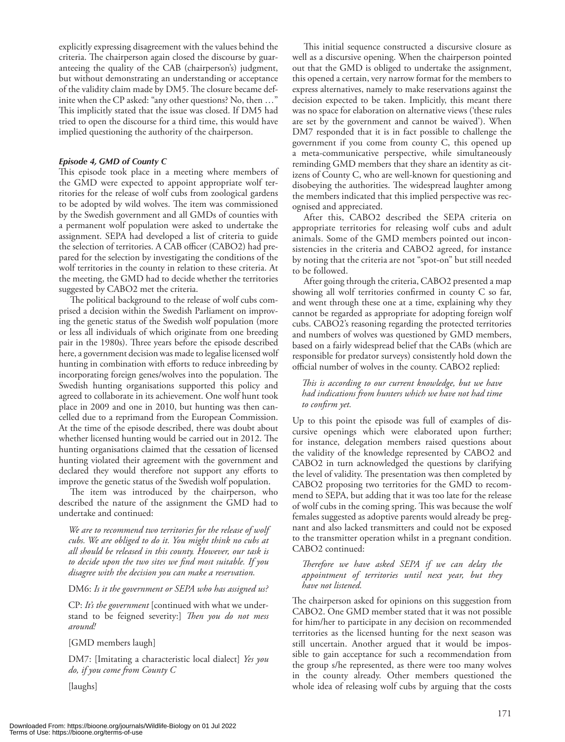explicitly expressing disagreement with the values behind the criteria. The chairperson again closed the discourse by guaranteeing the quality of the CAB (chairperson's) judgment, but without demonstrating an understanding or acceptance of the validity claim made by DM5. The closure became definite when the CP asked: "any other questions? No, then …" This implicitly stated that the issue was closed. If DM5 had tried to open the discourse for a third time, this would have implied questioning the authority of the chairperson.

### *Episode 4, GMD of County C*

This episode took place in a meeting where members of the GMD were expected to appoint appropriate wolf territories for the release of wolf cubs from zoological gardens to be adopted by wild wolves. The item was commissioned by the Swedish government and all GMDs of counties with a permanent wolf population were asked to undertake the assignment. SEPA had developed a list of criteria to guide the selection of territories. A CAB officer (CABO2) had prepared for the selection by investigating the conditions of the wolf territories in the county in relation to these criteria. At the meeting, the GMD had to decide whether the territories suggested by CABO2 met the criteria.

The political background to the release of wolf cubs comprised a decision within the Swedish Parliament on improving the genetic status of the Swedish wolf population (more or less all individuals of which originate from one breeding pair in the 1980s). Three years before the episode described here, a government decision was made to legalise licensed wolf hunting in combination with efforts to reduce inbreeding by incorporating foreign genes/wolves into the population. The Swedish hunting organisations supported this policy and agreed to collaborate in its achievement. One wolf hunt took place in 2009 and one in 2010, but hunting was then cancelled due to a reprimand from the European Commission. At the time of the episode described, there was doubt about whether licensed hunting would be carried out in 2012. The hunting organisations claimed that the cessation of licensed hunting violated their agreement with the government and declared they would therefore not support any efforts to improve the genetic status of the Swedish wolf population.

The item was introduced by the chairperson, who described the nature of the assignment the GMD had to undertake and continued:

> *We are to recommend two territories for the release of wolf cubs. We are obliged to do it. You might think no cubs at all should be released in this county. However, our task is to decide upon the two sites we find most suitable. If you disagree with the decision you can make a reservation.*

> DM6: *Is it the government or SEPA who has assigned us?*

> CP: *It's the government* [continued with what we understand to be feigned severity:] *Then you do not mess around!*

> [GMD members laugh]

> DM7: [Imitating a characteristic local dialect] *Yes you do, if you come from County C*

> [laughs]

This initial sequence constructed a discursive closure as well as a discursive opening. When the chairperson pointed out that the GMD is obliged to undertake the assignment, this opened a certain, very narrow format for the members to express alternatives, namely to make reservations against the decision expected to be taken. Implicitly, this meant there was no space for elaboration on alternative views ('these rules are set by the government and cannot be waived'). When DM7 responded that it is in fact possible to challenge the government if you come from county C, this opened up a meta-communicative perspective, while simultaneously reminding GMD members that they share an identity as citizens of County C, who are well-known for questioning and disobeying the authorities. The widespread laughter among the members indicated that this implied perspective was recognised and appreciated.

After this, CABO2 described the SEPA criteria on appropriate territories for releasing wolf cubs and adult animals. Some of the GMD members pointed out inconsistencies in the criteria and CABO2 agreed, for instance by noting that the criteria are not "spot-on" but still needed to be followed.

After going through the criteria, CABO2 presented a map showing all wolf territories confirmed in county C so far, and went through these one at a time, explaining why they cannot be regarded as appropriate for adopting foreign wolf cubs. CABO2's reasoning regarding the protected territories and numbers of wolves was questioned by GMD members, based on a fairly widespread belief that the CABs (which are responsible for predator surveys) consistently hold down the official number of wolves in the county. CABO2 replied:

> *This is according to our current knowledge, but we have had indications from hunters which we have not had time to confirm yet.*

Up to this point the episode was full of examples of discursive openings which were elaborated upon further; for instance, delegation members raised questions about the validity of the knowledge represented by CABO2 and CABO2 in turn acknowledged the questions by clarifying the level of validity. The presentation was then completed by CABO2 proposing two territories for the GMD to recommend to SEPA, but adding that it was too late for the release of wolf cubs in the coming spring. This was because the wolf females suggested as adoptive parents would already be pregnant and also lacked transmitters and could not be exposed to the transmitter operation whilst in a pregnant condition. CABO2 continued:

> *Therefore we have asked SEPA if we can delay the appointment of territories until next year, but they have not listened.*

The chairperson asked for opinions on this suggestion from CABO2. One GMD member stated that it was not possible for him/her to participate in any decision on recommended territories as the licensed hunting for the next season was still uncertain. Another argued that it would be impossible to gain acceptance for such a recommendation from the group s/he represented, as there were too many wolves in the county already. Other members questioned the whole idea of releasing wolf cubs by arguing that the costs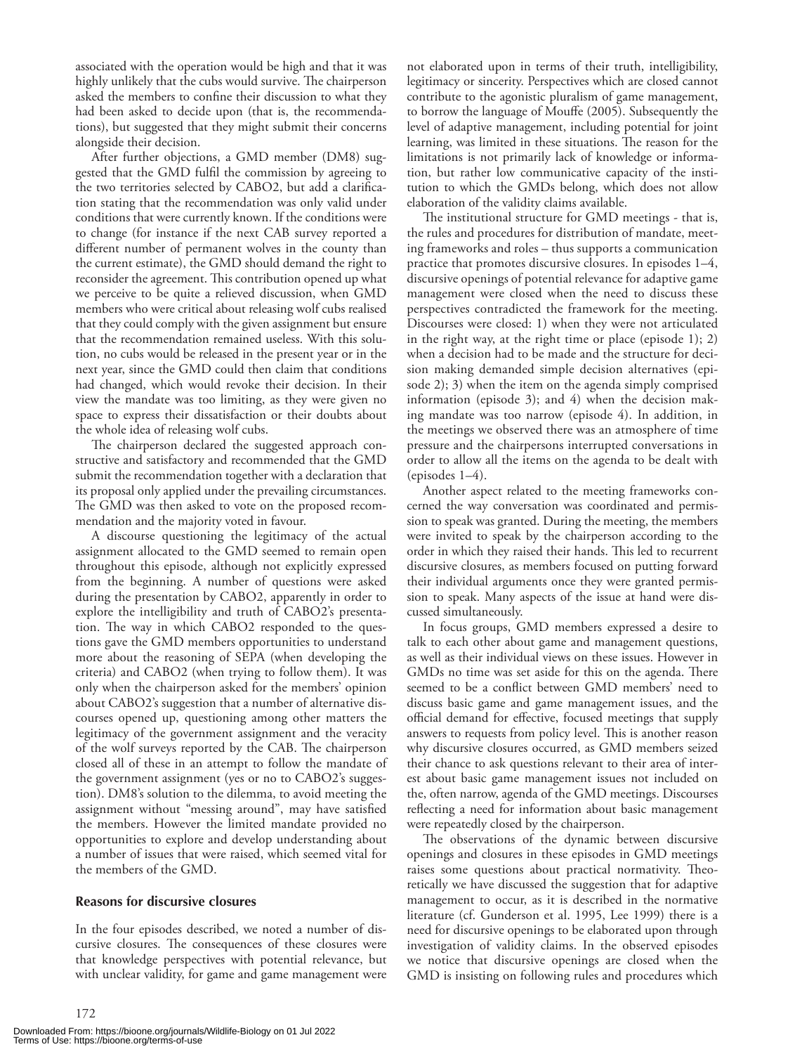associated with the operation would be high and that it was highly unlikely that the cubs would survive. The chairperson asked the members to confine their discussion to what they had been asked to decide upon (that is, the recommendations), but suggested that they might submit their concerns alongside their decision.

After further objections, a GMD member (DM8) suggested that the GMD fulfil the commission by agreeing to the two territories selected by CABO2, but add a clarification stating that the recommendation was only valid under conditions that were currently known. If the conditions were to change (for instance if the next CAB survey reported a different number of permanent wolves in the county than the current estimate), the GMD should demand the right to reconsider the agreement. This contribution opened up what we perceive to be quite a relieved discussion, when GMD members who were critical about releasing wolf cubs realised that they could comply with the given assignment but ensure that the recommendation remained useless. With this solution, no cubs would be released in the present year or in the next year, since the GMD could then claim that conditions had changed, which would revoke their decision. In their view the mandate was too limiting, as they were given no space to express their dissatisfaction or their doubts about the whole idea of releasing wolf cubs.

The chairperson declared the suggested approach constructive and satisfactory and recommended that the GMD submit the recommendation together with a declaration that its proposal only applied under the prevailing circumstances. The GMD was then asked to vote on the proposed recommendation and the majority voted in favour.

A discourse questioning the legitimacy of the actual assignment allocated to the GMD seemed to remain open throughout this episode, although not explicitly expressed from the beginning. A number of questions were asked during the presentation by CABO2, apparently in order to explore the intelligibility and truth of CABO2's presentation. The way in which CABO2 responded to the questions gave the GMD members opportunities to understand more about the reasoning of SEPA (when developing the criteria) and CABO2 (when trying to follow them). It was only when the chairperson asked for the members' opinion about CABO2's suggestion that a number of alternative discourses opened up, questioning among other matters the legitimacy of the government assignment and the veracity of the wolf surveys reported by the CAB. The chairperson closed all of these in an attempt to follow the mandate of the government assignment (yes or no to CABO2's suggestion). DM8's solution to the dilemma, to avoid meeting the assignment without "messing around", may have satisfied the members. However the limited mandate provided no opportunities to explore and develop understanding about a number of issues that were raised, which seemed vital for the members of the GMD.

## Reasons for discursive closures

In the four episodes described, we noted a number of discursive closures. The consequences of these closures were that knowledge perspectives with potential relevance, but with unclear validity, for game and game management were not elaborated upon in terms of their truth, intelligibility, legitimacy or sincerity. Perspectives which are closed cannot contribute to the agonistic pluralism of game management, to borrow the language of Mouffe (2005). Subsequently the level of adaptive management, including potential for joint learning, was limited in these situations. The reason for the limitations is not primarily lack of knowledge or information, but rather low communicative capacity of the institution to which the GMDs belong, which does not allow elaboration of the validity claims available.

The institutional structure for GMD meetings - that is, the rules and procedures for distribution of mandate, meeting frameworks and roles – thus supports a communication practice that promotes discursive closures. In episodes 1–4, discursive openings of potential relevance for adaptive game management were closed when the need to discuss these perspectives contradicted the framework for the meeting. Discourses were closed: 1) when they were not articulated in the right way, at the right time or place (episode 1); 2) when a decision had to be made and the structure for decision making demanded simple decision alternatives (episode 2); 3) when the item on the agenda simply comprised information (episode 3); and 4) when the decision making mandate was too narrow (episode 4). In addition, in the meetings we observed there was an atmosphere of time pressure and the chairpersons interrupted conversations in order to allow all the items on the agenda to be dealt with (episodes 1–4).

Another aspect related to the meeting frameworks concerned the way conversation was coordinated and permission to speak was granted. During the meeting, the members were invited to speak by the chairperson according to the order in which they raised their hands. This led to recurrent discursive closures, as members focused on putting forward their individual arguments once they were granted permission to speak. Many aspects of the issue at hand were discussed simultaneously.

In focus groups, GMD members expressed a desire to talk to each other about game and management questions, as well as their individual views on these issues. However in GMDs no time was set aside for this on the agenda. There seemed to be a conflict between GMD members' need to discuss basic game and game management issues, and the official demand for effective, focused meetings that supply answers to requests from policy level. This is another reason why discursive closures occurred, as GMD members seized their chance to ask questions relevant to their area of interest about basic game management issues not included on the, often narrow, agenda of the GMD meetings. Discourses reflecting a need for information about basic management were repeatedly closed by the chairperson.

The observations of the dynamic between discursive openings and closures in these episodes in GMD meetings raises some questions about practical normativity. Theoretically we have discussed the suggestion that for adaptive management to occur, as it is described in the normative literature (cf. Gunderson et al. 1995, Lee 1999) there is a need for discursive openings to be elaborated upon through investigation of validity claims. In the observed episodes we notice that discursive openings are closed when the GMD is insisting on following rules and procedures which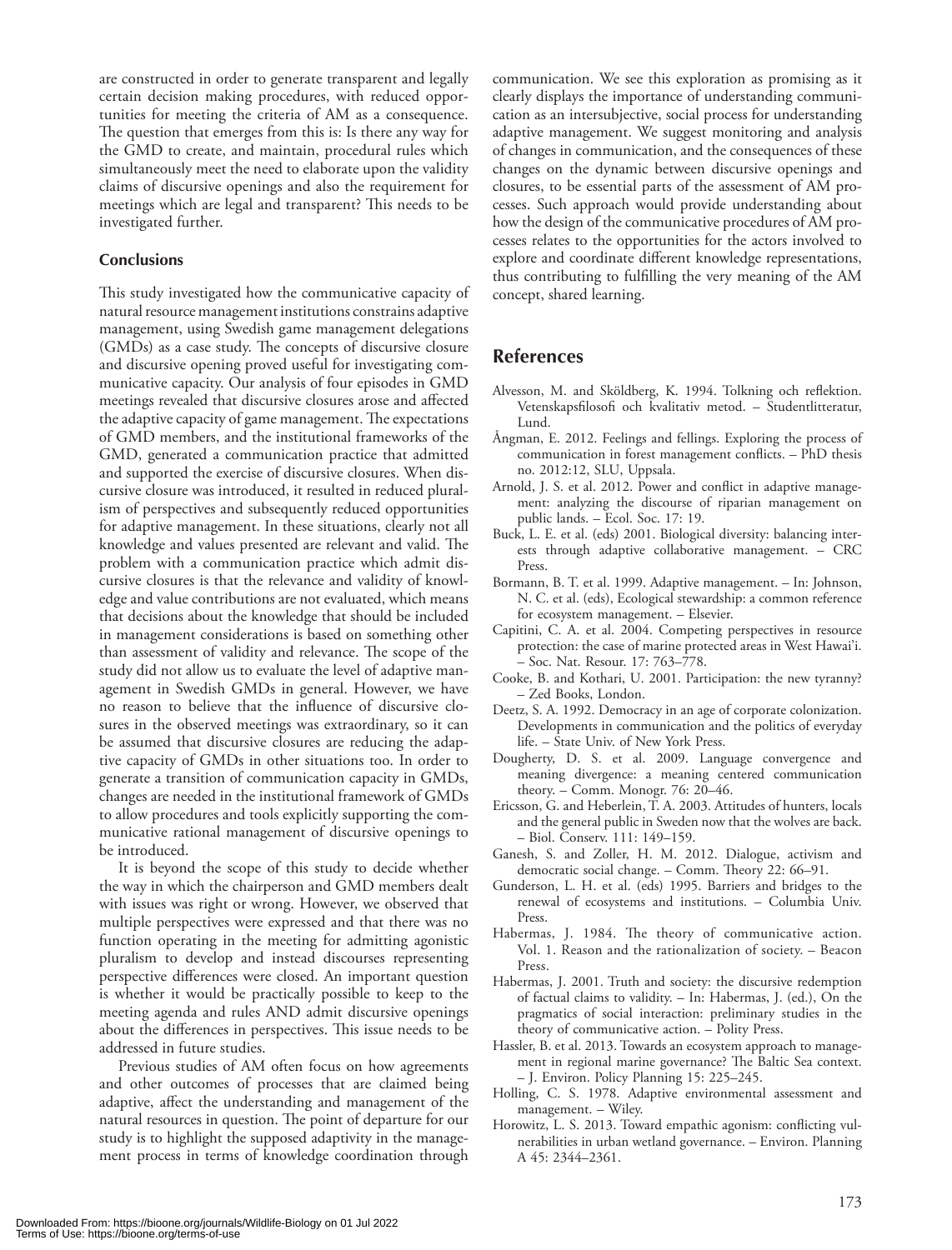are constructed in order to generate transparent and legally certain decision making procedures, with reduced opportunities for meeting the criteria of AM as a consequence. The question that emerges from this is: Is there any way for the GMD to create, and maintain, procedural rules which simultaneously meet the need to elaborate upon the validity claims of discursive openings and also the requirement for meetings which are legal and transparent? This needs to be investigated further.

### Conclusions

This study investigated how the communicative capacity of natural resource management institutions constrains adaptive management, using Swedish game management delegations (GMDs) as a case study. The concepts of discursive closure and discursive opening proved useful for investigating communicative capacity. Our analysis of four episodes in GMD meetings revealed that discursive closures arose and affected the adaptive capacity of game management. The expectations of GMD members, and the institutional frameworks of the GMD, generated a communication practice that admitted and supported the exercise of discursive closures. When discursive closure was introduced, it resulted in reduced pluralism of perspectives and subsequently reduced opportunities for adaptive management. In these situations, clearly not all knowledge and values presented are relevant and valid. The problem with a communication practice which admit discursive closures is that the relevance and validity of knowledge and value contributions are not evaluated, which means that decisions about the knowledge that should be included in management considerations is based on something other than assessment of validity and relevance. The scope of the study did not allow us to evaluate the level of adaptive management in Swedish GMDs in general. However, we have no reason to believe that the influence of discursive closures in the observed meetings was extraordinary, so it can be assumed that discursive closures are reducing the adaptive capacity of GMDs in other situations too. In order to generate a transition of communication capacity in GMDs, changes are needed in the institutional framework of GMDs to allow procedures and tools explicitly supporting the communicative rational management of discursive openings to be introduced.

It is beyond the scope of this study to decide whether the way in which the chairperson and GMD members dealt with issues was right or wrong. However, we observed that multiple perspectives were expressed and that there was no function operating in the meeting for admitting agonistic pluralism to develop and instead discourses representing perspective differences were closed. An important question is whether it would be practically possible to keep to the meeting agenda and rules AND admit discursive openings about the differences in perspectives. This issue needs to be addressed in future studies.

Previous studies of AM often focus on how agreements and other outcomes of processes that are claimed being adaptive, affect the understanding and management of the natural resources in question. The point of departure for our study is to highlight the supposed adaptivity in the management process in terms of knowledge coordination through communication. We see this exploration as promising as it clearly displays the importance of understanding communication as an intersubjective, social process for understanding adaptive management. We suggest monitoring and analysis of changes in communication, and the consequences of these changes on the dynamic between discursive openings and closures, to be essential parts of the assessment of AM processes. Such approach would provide understanding about how the design of the communicative procedures of AM processes relates to the opportunities for the actors involved to explore and coordinate different knowledge representations, thus contributing to fulfilling the very meaning of the AM concept, shared learning.

## References

Alvesson, M. and Sköldberg, K. 1994. Tolkning och reflektion. Vetenskapsfilosofi och kvalitativ metod. – Studentlitteratur, Lund.

Ångman, E. 2012. Feelings and fellings. Exploring the process of communication in forest management conflicts. – PhD thesis no. 2012:12, SLU, Uppsala.

Arnold, J. S. et al. 2012. Power and conflict in adaptive management: analyzing the discourse of riparian management on public lands. – Ecol. Soc. 17: 19.

Buck, L. E. et al. (eds) 2001. Biological diversity: balancing interests through adaptive collaborative management. – CRC Press.

Bormann, B. T. et al. 1999. Adaptive management. – In: Johnson, N. C. et al. (eds), Ecological stewardship: a common reference for ecosystem management. – Elsevier.

Capitini, C. A. et al. 2004. Competing perspectives in resource protection: the case of marine protected areas in West Hawai'i. – Soc. Nat. Resour. 17: 763–778.

Cooke, B. and Kothari, U. 2001. Participation: the new tyranny? – Zed Books, London.

Deetz, S. A. 1992. Democracy in an age of corporate colonization. Developments in communication and the politics of everyday life. – State Univ. of New York Press.

Dougherty, D. S. et al. 2009. Language convergence and meaning divergence: a meaning centered communication theory. – Comm. Monogr. 76: 20–46.

Ericsson, G. and Heberlein, T. A. 2003. Attitudes of hunters, locals and the general public in Sweden now that the wolves are back. – Biol. Conserv. 111: 149–159.

Ganesh, S. and Zoller, H. M. 2012. Dialogue, activism and democratic social change. – Comm. Theory 22: 66–91.

Gunderson, L. H. et al. (eds) 1995. Barriers and bridges to the renewal of ecosystems and institutions. – Columbia Univ. Press.

Habermas, J. 1984. The theory of communicative action. Vol. 1. Reason and the rationalization of society. – Beacon Press.

Habermas, J. 2001. Truth and society: the discursive redemption of factual claims to validity. – In: Habermas, J. (ed.), On the pragmatics of social interaction: preliminary studies in the theory of communicative action. – Polity Press.

Hassler, B. et al. 2013. Towards an ecosystem approach to management in regional marine governance? The Baltic Sea context. – J. Environ. Policy Planning 15: 225–245.

Holling, C. S. 1978. Adaptive environmental assessment and management. – Wiley.

Horowitz, L. S. 2013. Toward empathic agonism: conflicting vulnerabilities in urban wetland governance. – Environ. Planning A 45: 2344–2361.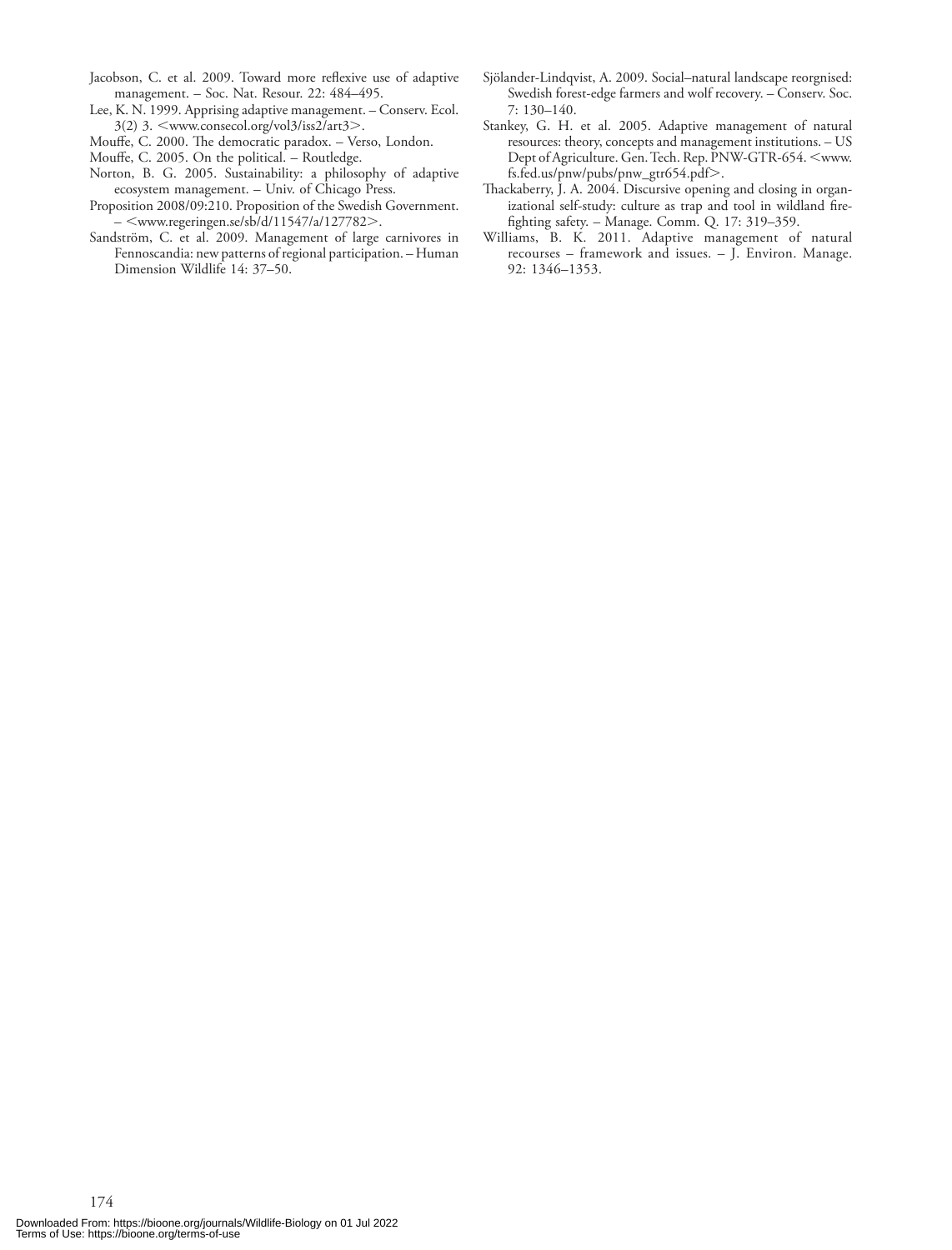Jacobson, C. et al. 2009. Toward more reflexive use of adaptive management. – Soc. Nat. Resour. 22: 484–495.

Lee, K. N. 1999. Apprising adaptive management. – Conserv. Ecol. 3(2) 3. <www.consecol.org/vol3/iss2/art3>.

Mouffe, C. 2000. The democratic paradox. – Verso, London.

Mouffe, C. 2005. On the political. – Routledge.

Norton, B. G. 2005. Sustainability: a philosophy of adaptive ecosystem management. – Univ. of Chicago Press.

Proposition 2008/09:210. Proposition of the Swedish Government. – <www.regeringen.se/sb/d/11547/a/127782>.

Sandström, C. et al. 2009. Management of large carnivores in Fennoscandia: new patterns of regional participation. – Human Dimension Wildlife 14: 37–50.

Sjölander-Lindqvist, A. 2009. Social–natural landscape reorgnised: Swedish forest-edge farmers and wolf recovery. – Conserv. Soc. 7: 130–140.

Stankey, G. H. et al. 2005. Adaptive management of natural resources: theory, concepts and management institutions. – US Dept of Agriculture. Gen. Tech. Rep. PNW-GTR-654. <www.fs.fed.us/pnw/pubs/pnw_gtr654.pdf>.

Thackaberry, J. A. 2004. Discursive opening and closing in organizational self-study: culture as trap and tool in wildland firefighting safety. – Manage. Comm. Q. 17: 319–359.

Williams, B. K. 2011. Adaptive management of natural recourses – framework and issues. – J. Environ. Manage. 92: 1346–1353.